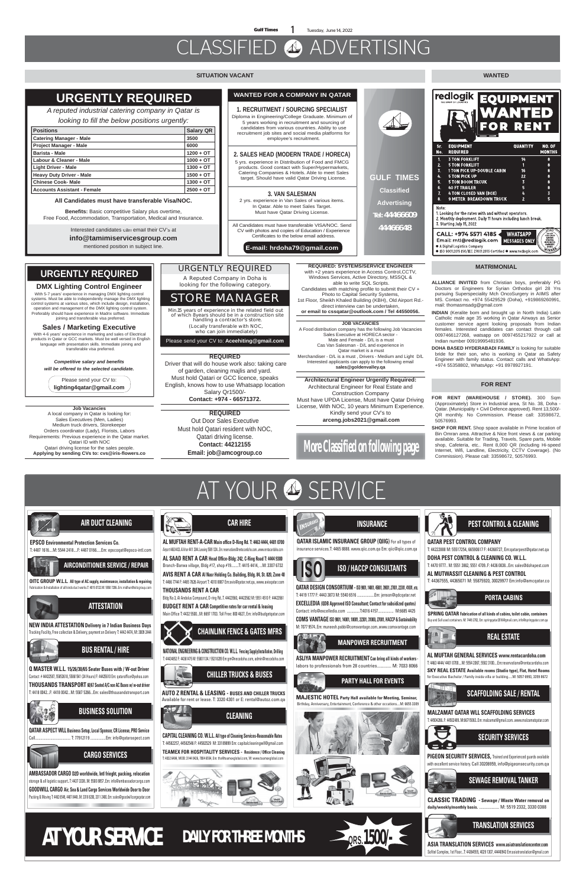# CLASSIFIED ADVERTISING

## SITUATION VACANT

## URGENTLY REQUIRED

*A reputed industrial catering company in Qatar is looking to fill the below positions urgently:*

| Positions | Salary QR |
|---|---|
| Catering Manager - Male | 3500 |
| Project Manager - Male | 6000 |
| Barista - Male | 1200 + OT |
| Labour & Cleaner - Male | 1000 + OT |
| Light Driver - Male | 1300 + OT |
| Heavy Duty Driver - Male | 1500 + OT |
| Chinese Cook- Male | 1300 + OT |
| Accounts Assistant - Female | 2500 + OT |

**All Candidates must have transferable Visa/NOC.**

**Benefits:** Basic competitive Salary plus overtime, Free Food, Accommodation, Transportation, Medical and Insurance.

Interested candidates can email their CV's at
**info@tamimiservicesgroup.com**
mentioned position in subject line.

## WANTED FOR A COMPANY IN QATAR

### 1. RECRUITMENT / SOURCING SPECIALIST

Diploma in Engineering/College Graduate. Minimum of 5 years working in recruitment and sourcing of candidates from various countries. Ability to use recruitment job sites and social media platforms for employee's recruitment.

### 2. SALES HEAD (MODERN TRADE / HORECA)

5 yrs. experience in Distribution of Food and FMCG products. Good contact with Super/Hypermarkets, Catering Companies & Hotels. Able to meet Sales target. Should have valid Qatar Driving License.

### 3. VAN SALESMAN

2 yrs. experience in Van Sales of various items. In Qatar. Able to meet Sales Target. Must have Qatar Driving License.

All Candidates must have transferable VISA/NOC. Send CV with photos and copies of Education / Experience Certificates to the below email address.

**E-mail: hrdoha79@gmail.com**

**GULF TIMES Classified Advertising Tel: 44466609 44466648**

## URGENTLY REQUIRED

### DMX Lighting Control Engineer

With 5-7 years' experience in managing DMX lighting control systems. Must be able to independently manage the DMX lighting control systems at various sites, which include design, installation, operation and management of the DMX lighting control system. Preferably should have experience in Madrix software. Immediate joining and transferable visa preferred.

### Sales / Marketing Executive

With 4-6 years' experience in marketing and sales of Electrical products in Qatar or GCC markets. Must be well versed in English language with presentation skills. Immediate joining and transferable visa preferred.

***Competitive salary and benefits will be offered to the selected candidate.***

Please send your CV to:
**lighting4qatar@gmail.com**

## URGENTLY REQUIRED

A Reputed Company in Doha is looking for the following category.

## STORE MANAGER

Min.15 years of experience in the related field out of which 8years should be in a construction site handling a contractor's store.
(Locally transferable with NOC, who can join immediately)

Please send your CV to: **Aceehiting@gmail.com**

**REQUIRED: SYSTEMS/SERVICE ENGINEER** with +2 years experience in Access Control,CCTV, Windows Services, Active Directory, MSSQL & able to write SQL Scripts.
Candidates with matching profile to submit their CV + Photo to Capital Security Systems, 1st Floor, Sheikh Khaled Building (KBH), Old Airport Rd.- direct interview can be undertaken, **or email to cssqatar@outlook.com / Tel 44550056.**

**JOB VACANCIES**
A Food distribution company has the following Job Vacancies
Sales Executive at HORECA sector - Male and Female - D/L is a must
Cas Van Salesman - D/L and experience in Qatar market is a must
Merchandiser - D/L is a must , Drivers - Medium and Light D/L
Interested applicants can apply to the following email
**sales@goldenvalley.qa**

**REQUIRED**
Driver that will do house work also: taking care of garden, cleaning majlis and yard. Must hold Qatari or GCC licence, speaks English, knows how to use Whatsapp location
Salary Qr1500/-
**Contact: +974 - 66571372.**

**Job Vacancies**
A local company in Qatar is looking for:
Sales Executives (Men, Ladies)
Medium truck drivers, Storekeeper
Orders coordinator (Lady), Florists, Labors
Requirements: Previous experience in the Qatar market.
Qatari ID with NOC
Qatari driving license for the sales people.
**Applying by sending CVs to: cvs@iris-flowers.co**

**REQUIRED**
Out Door Sales Executive
Must hold Qatari resident with NOC, Qatari driving license.
**Contact: 44212155**
**Email: job@amcogroup.co**

**Architectural Engineer Urgently Required:**
Architectural Engineer for Real Estate and Construction Company
Must have UPDA License, Must have Qatar Driving License, With NOC, 10 years Minimum Experience. Kindly send your CV's to
**arceng.jobs2021@gmail.com**

**More Classified on following page**

## WANTED

**redlogik** THE SPIRIT OF LOGISTICS

### EQUIPMENT WANTED FOR RENT

| Sr. No. | EQUIPMENT REQUIRED | QUANTITY | NO. OF MONTHS |
|---|---|---|---|
| 1. | 3 TON FORKLIFT | 14 | 8 |
| 2. | 5 TON FORKLIFT | 1 | 8 |
| 3. | 1 TON PICK UP-DOUBLE CABIN | 16 | 8 |
| 4. | 5 TON PICK UP | 22 | 8 |
| 5. | 5 TON BOOM TRCUK | 3 | 8 |
| 6. | 40 FT TRAILER | 5 | 8 |
| 7. | 4 TON CLOSED VAN (BOX) | 4 | 3 |
| 8. | 9 METER BREAKDOWN TRUCK | 2 | 5 |

Note:
1. Looking for the rates with and without operators.
2. Monthly deployment. Daily 11 hours including lunch break.
3. Starting July 15, 2022

CALL: +974 5571 4185 WHATSAPP MESSAGES ONLY
Email: rntl@redlogik.com
● A Digital Logistics Company
● ISO 9001:2015 ISO/IEC 27001:2013 Certified ● www.redlogik.com

## MATRIMONIAL

**ALLIANCE INVITED** from Christian boys, preferably PG Doctors or Engineers for Syrian Orthodox girl 28 Yrs pursuing Superspeciality Mch OncoSurgery in AIIMS after MS. Contact no. +974 55429529 (Doha), +919869260991, mail: thomasmsadg@gmail.com

**INDIAN** (Keralite born and brought up in North India) Latin Catholic male age 35 working in Qatar Airways as Senior customer service agent looking proposals from Indian females. Interested candidates can contact through call 0097466127268, watsapp on 0097455217922 or call at Indian number 00919995481936.

**DOHA BASED HYDERABADI FAMILY** is looking for suitable bride for their son, who is working in Qatar as Safety Engineer with family status. Contact: calls and WhatsApp: +974 55358802, WhatsApp: +91 8978927191.

## FOR RENT

**FOR RENT (WAREHOUSE / STORE).** 300 Sqm (Approximately) Store in Industrial area, St No. 38, Doha - Qatar. (Municipality + Civil Defence approved). Rent 13,500/- QR monthly. No Commission. Please call: 33598672, 50576993.

**SHOP FOR RENT.** Shop space available in Prime location of Bin Omran area. Attractive & Nice front views & car parking available. Suitable for Trading, Travels, Spare parts, Mobile shop, Cafeteria, etc.. Rent 8,000 QR (including Hi-speed Internet, Wifi, Landline, Electricity, CCTV Coverage). (No Commission). Please call: 33598672, 50576993.

# AT YOUR SERVICE

### AIR DUCT CLEANING

**EPSCO Environmental Protection Services Co.**
T: 4487 1616.....M: 5544 2418.....F: 4487 0166.....Em: epscoqat@epsco-intl.com

### AIRCONDITIONER SERVICE / REPAIR

**OITC GROUP W.L.L. All type of AC supply, maintenance, installation & repairing**
Fabrication & Installation of all kinds duct works.T: 4015 0722,M: 5598 7286..Em: mdhani@oitcgroup.com

### ATTESTATION

**NEW INDIA ATTESTATION Delivery in 7 Indian Business Days**
Tracking Facility, Free collection & Delivery, payment on Delivery T: 4442 4474, M: 3809 2444

### BUS RENTAL / HIRE

**Q MASTER W.L.L. 15/26/30/65 Seater Buses with / W-out Driver**
Contact: # 44482507, 55853618, 55861541 (24 Hours) F: 44425610 Em: qataroffice@yahoo.com

**THOUSANDS TRANSPORT 66/67 Seated A/C non AC Buses w/ w-out driver**
T: 4418 0042...F: 4418 0042...M: 5587 5266...Em: sales@thousandstransport.com

### BUSINESS SOLUTION

**QATAR ASPECT WLL Business Setup, Local Sponsor, CR License, PRO Service**
Call................................ T: 77912119 ................Em: info@qataraspect.com

### CARGO SERVICES

**AMBASSADOR CARGO D2D worldwide, Intl frieght, packing, relocation**
storage & all logistic support..T: 4437 3338.. M: 5500 8857 ..Em: info@ambassadorcargo.com

**GOODWILL CARGO Air, Sea & Land Cargo Services Worldwide Door to Door**
Packing & Moving T: 4462 6549, 4487 8448, M: 3318 8200, 3311 2400. Em: sales@goodwillcargoqatar.com

### CAR HIRE

**AL MUFTAH RENT-A-CAR Main office D-Ring Rd. T: 4463 4444, 4401 0700**
Airport 4463 4433, Al Khor 4411 3344, Leasing 5589 1324.. Em: reservations@rentacardoha.com...www.rentacardoha.com

**AL SAAD RENT A CAR Head Office-Bldg: 242, C-Ring Road T: 4444 9300**
Branch-Barwa village, Bldg #17, shop #19.......T: 4415 4414, ...M: 3307 6732

**AVIS RENT A CAR Al Nasr Holding Co. Building, Bldg. 84, St. 820, Zone 40**
T: 4466 7744 F: 4465 7626 Airport T: 4010 8887 Em:avis@qatar.net.qa, www.avisqatar.com

**THOUSANDS RENT A CAR**
Bldg No 3, Al Andalus Compound, D-ring Rd..T: 44423560, 44423562 M: 5551 4510 F: 44423561

**BUDGET RENT A CAR Competitive rates for car rental & leasing**
Main Office T: 4432 5500...M: 6697 1703.. Toll Free: 800 4627, Em: info@budgetqatar.com

### CHAINLINK FENCE & GATES MFRS

**NATIONAL ENGINEERING & CONSTRUCTION CO. W.L.L. Fencing Supply/Installation, Drilling**
T: 44434852 F: 44361475 M: 55801134 / 55218289 Em:gm@necodoha.com, admin@necodoha.com

### CHILLER TRUCKS & BUSES

**AUTO Z RENTAL & LEASING - BUSES AND CHILLER TRUCKS**
Available for rent or lease. T: 3320 4301 or E: rental@autoz.com.qa

### CLEANING

**CAPITAL CLEANING CO. W.L.L. All type of Cleaning Services-Reasonable Rates**
T: 44582257, 44582548 F: 44582529 M: 33189899 Em: capitalcleaningwll@gmail.com

**TEAMEX FOR HOSPITALITY SERVICES - Residence / Office Cleaning**
T: 4402 6484, M/O.B: 3144 0426, 7004 8594, Em: thc@teamexglobal.com, W: www.teamexglobal.com

### INSURANCE

**QATAR ISLAMIC INSURANCE GROUP (QIIG)** For all types of insurance services.T: 4465 8888. www.qiic.com.qa Em: qiic@qiic.com.qa

### ISO / HACCP CONSULTANTS

**QATAR DESIGN CONSORTIUM - ISO 9001, 14001, 45001, 39001, 27001, 22301, 41001, etc.**
T: 4419 1777 F: 4443 3873 M: 5540 6516 ................Em: jenson@qdcqatar.net

**EXCELLEDIA (QDB Approved ISO Consultant; Contact for subsidized quotes)**
Contact: info@excelledia.com ...........T:4016 4157.............. M:6685 4425

**COMS VANTAGE ISO 9001, 14001, 18001, 22301, 31000, 27001, HACCP & Sustainability**
M: 7077 9574, Em: muneesh.pabbi@comsvantage.com, www.comsvantage.com

### MANPOWER RECRUITMENT

**ASLIYA MANPOWER RECRUITMENT Can bring all kinds of workers -** labors to professionals from 28 countries............ M: 7033 8066

### PARTY HALL FOR EVENTS

**MAJESTIC HOTEL Party Hall available for Meeting, Seminar,** Birthday, Anniversary, Entertainment, Conference & other occations....M: 6655 3309

### PEST CONTROL & CLEANING

**QATAR PEST CONTROL COMPANY**
T: 44222888 M: 55517254, 66590617 F: 44368727, Em:qatarpest@qatar.net.qa

**DOHA PEST CONTROL & CLEANING CO. W.L.L.**
T: 4470 9777... M: 5551 3862, 5551 4709.. F: 4436 0838...Em: sales@dohapest.com

**AL MUTWASSIT CLEANING & PEST CONTROL**
T: 44367555, 44365071 M: 55875920, 30029977 Em:info@amcqatar.co

### PORTA CABINS

**SPRING QATAR Fabrication of all kinds of cabins, toilet cabin, containers**
Buy and Sell used containers. M: 7449 2702, Em: springqatar2016@gmail.com, info@springqatar.com.qa

### REAL ESTATE

**AL MUFTAH GENERAL SERVICES www.rentacardoha.com**
T: 4463 4444 / 4401 0700....M: 5554 2067, 5582 3100....Em:reservations@rentacardoha.com

**SKY REAL ESTATE Available rooms (Studio type), Flat, Hotel Rooms**
for Executive Bachelor / Family inside villa or building.....M: 5057 6993, 3359 9672

### SCAFFOLDING SALE / RENTAL

**MALZAMAT QATAR WLL SCAFFOLDING SERVICES**
T: 44504266, F: 44502489, M:66719363, Em: malzamat@gmail.com, www.malzamatqatar.com

### SECURITY SERVICES

**PIGEON SECURITY SERVICES,** Trained and Experienced guards available with excellent service history. Call 30206959, info@pigeonsecurity.com.qa

### SEWAGE REMOVAL TANKER

**CLASSIC TRADING - Sewage / Waste Water removal on daily/weekly/monthly basis.** ................. M: 5519 2332, 3330 0388

### TRANSLATION SERVICES

**ASIA TRANSLATION SERVICES www.asiatranslationcenter.com**
Sofitel Complex, 1st Floor...T: 44364555, 4029 1307, 4440940 Em:asiatranslation@gmail.com

**AT YOUR SERVICE DAILY FOR THREE MONTHS QRS. 1500/-**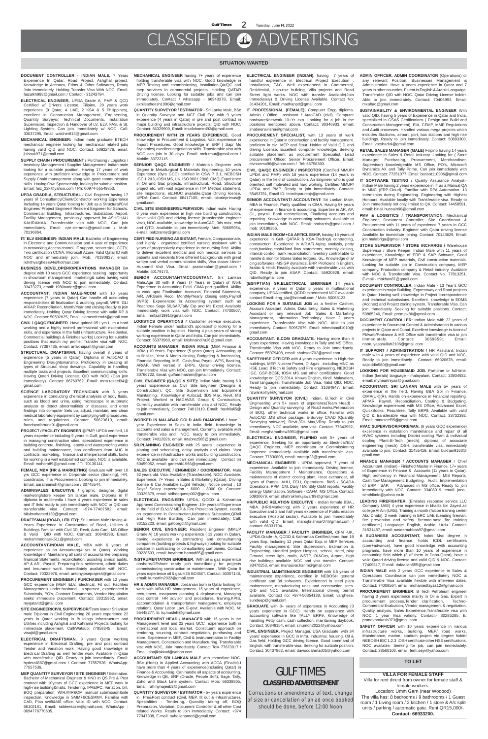# CLASSIFIED ADVERTISING

## SITUATION WANTED

**DOCUMENT CONTROLLER - INDIAN MALE,** 7 Years Experience In Qatar. Road Project, Ashghal project, Knowledge In Acconex, Edms & Other Softwares, Ready Join Immediately, Holding Transfer Visa With NOC. Email: faizalkh993@gmail.com / Contact - 31243794.

**ELECTRICAL ENGINEER,** UPDA Grade A, PMP & QCD Certified w/ Drivers License, Filipino, 20 years work experience (9 Qatar, 4 UAE, 2 KSA & 5 Philippines), excellent in Construction Management, Engineering, Quantity Surveyor, Technical Documents, Installation Supervision, Inspection & Handover of LV, ELV, FAS, & St. Lighting System. Can join immediately w/ NOC. Call: 33037295, Email: walcher813@gmail.com

**MECHANICAL ENGINEER:** Indian male graduate BTECH mechanical engineer looking for mechanical related jobs having valid QID and NOC. Contact: 50922476, email: jishnuk971@gmail.com

**SUPPLY CHAIN / PROCUREMENT /** Purchasing / Logistics / Inventory Management / Supplier Management. Indian male looking for a suitable position. Having 17 years of work experience with proficient knowledge in Procurement and Supply Chain management along with good communication skills. Having Own Sponsorship, looking for suitable position. Email: faiz_22k@yahoo.com / Ph: 00974-55549853.

**UPDA GRADE-A, STRUCTURAL /** Civil Engineer having 17 years of Consultancy/Client/Contractor working Experience Including 14 years Qatar looking for Job as a Structural/Civil Engineer/ Project Engineer/ Resident Engineer for Schools, Commercial Building, Infrastructures, Substation, Airport, Facility Management, previously approved for ASHGHAL/ KAHRAMAA. Transferable visa with NOC, Can join immediately. Email: qre.siemens@gmail.com / Mob: 70136864.

**IT/ ELV ENGINEER- INDIAN MALE** Bachelor of Engineering in Electronic and Communication and 4 year of experience in networking,Access control, IT support, server side, CCTV, Two certification CCNA, Microsoft Azure. Valid Qatar ID with NOC and immediately join. Mob: 70190827, email: rohithvarghese94@hotmail.com

**BUSINESS DEVELOPER/OPERATIONS MANAGER** BA degree with 10 years GCC experience seeking opportunity in showroom management marketing& sales having valid driving license with NOC to join immediately. Contact: 33473273, email: 1980nader@gmail.com

**ACCOUNTANT: INDIAN MALE-MCOM** with 10 years experience (7 years in Qatar) Can handle all accounting responsibilities till finalization & auditing, payroll, WPS, GL/ AR/AP. Reconciliation, Month/Year end closing Ready to join immediately. Holding Qatar Driving license with valid RP & NOC. Contact: 50592025, Email: clementfrendz@gmail.com

**CIVIL / QA/QC ENGINEER** Have gained 05+ yrs I m a hard working and a highly trained professional with exceptional skills, and experience in the field (infrastructure, Residential, Commercial buildings & Finishes works) Looking for suitable positions that match my profile, Transfer visa with NOC. Contact: 77387435, email: arfaknajaafi@gmail.com

**STRUCTURAL DRAFTSMAN,** having overall 8 years of experience (5 years in Qatar). Diploma in AutoCAD & Engineering Draughtsmanship. Proficiency in creating all types of Structural shop drawings. Capability to handling multiple tasks and projects. Excellent communicating skills. Having Qatari Driving License. QID with NOC (Can join immediately). Contact: 66760762, Email: mrm.razeel94@ gmail.com

**SCIENCE LABORATORY TECHNICIAN** with 3 years experience in conducting chemical analyses of body fluids, such as blood and urine, using microscope or automatic analyzer to detect abnormalities or diseases, and enter findings into computer Sets up, adjust, maintain, and clean medical laboratory equipment by complying with procedures, rules, and regulations. Contact: 50623619, email: franciscafortune91@gmail.com

**PROJECT / FACILITY ENGINEER** @PMP, UPDA certified, 10 years experience including 9 years in Gulf, good experience in managing construction sites, specialized experience in building concrete, finishing, epoxy and waterproofing works and building maintenance, has certificates from AUC in contracts, marketing, finance and interpersonal skills, looks for working in a well established company. NOC is available. Email: mohcrp89@gmail.com / T: 70130141.

**FEMALE, MBA (HR & MARKETING)** Graduate with over 10 yrs GCC experience in Corporate sector (Banking), HR, coordinator, IT & Procurement. Looking to join immediately. Email: aarathianish@gmail.com / 30745544.

**ADMIN/SALES EXECUTIVE /** graphic designer digital marketing/store keeper Sri lankan male. Diploma in IT diploma in multimedia I have 4 years experience in sales and IT field ready to join immediately with NOC or QID can transferable visa. Contact: +974-77407582, email: bilalmohamed139@gmail.com

**DRAFTSMAN (ROAD, UTILITY):** Sri Lankan Male Having 4+ Years Experience in Construction of Road, Utilities & Buildings Familiar with Civil 3D, Revit, Auto Cad, MS Office & Valid QID with NOC. Contact: 30848298, Email: mohammednasik511@gmail.com

**ACCOUNTANT-INDIAN MALE,** MBA with 6 years of experience as an Accountant(4 yrs in Qatar). Working knowledge in Maintaining all sorts of accounts like preparing financial Statements, reconciliation, assisting annual audits, AP & AR, Payroll, Preparing final settlement, admin duties and Insurance work. Immediately available with NOC. Contact: 70322976, email: antonyjoseprajesh@gmail.com

**PROCUREMENT ENGINEER / PURCHASER** with 12 years GCC experience (MEP, ELV, Electrical, Fit out, Facilities Management) under husband s sponsor , experienced in Submittals, PO's, Contract Documents, Vendor Negotiation seeks immediate placement. Contact: 33315962, email: myqatarid@gmail.com

**SITE ENGINEER/CIVIL SUPERVISOR/**Team leader Srilankan male Diploma in Civil Engineering 28 years experience 22 years in Qatar working in Buildings Infrastructure and Utilities including Ashghal and Kahrama Projects looking for immediate placement. Call/Watsup: 77858345, Email: vtsajid@gmail.com

**ELECTRICAL DRAFTSMAN.** 9 years Qatar working experience in Electrical Drafting, pre and post contract Tender and Variation work. Having good knowledge in Electrical Drafting as well Tender work. Available in Qatar with transferable QID. Ready to join immediately. Email: hyderali887@gmail.com / Contact: 77557536, WhatsApp: 77557536.

**MEP QUANTITY SURVEYOR / SITE ENGINEER /** Estimation. Bachelor of Mechanical Engineer & HND in QS.Pre & Post contract with 10years of GCC experience in MEP work in high-rise building&malls. Tendering, IPA&IPC, Variation, bill, BOQ preparation. WIR,MIR&OM manual submission&site inspection. Knowledge in SMM7&CESMM4. Familiar with CAD, Plan swift&MS office. Valid ID with NOC. Contact: 66102161, Email: siddeekazer@gmail.com, WhatsApp : 0094776770605.

**MECHANICAL ENGINEER** having 7+ years of experience holding transferable visa with NOC. Good knowledge in MEP Testing and commissioning, installation,QA/QC and mep services in commercial projects. Holding QATAR Driving license. Looking for suitable jobs and can join immediately. Contact / whatsapp - 66943378, Email: akhilsatheesh1990@gmail.com

**QUANTITY SURVEYOR / ESTIMATOR** - Sri Lanka Male, BSc in Quantity Surveyor and NCT Civil Eng with 9 years experience (4 years in Qatar) in pre and post contract in major building and infrastructure projects. QID with NOC. Contact: 66329900, Email: insafahamed92@gmail.com

**PROCUREMENT WITH 20 YEARS EXPERIENCE**. Good knowledge in Procurement & Logistics. Vast experience in Import Procedures. Good knowledge in ERP ( Sap/ Ms Dynamics) excellent negotiation skills. Transferable visa with NOC can join in 30 days. Email: melutmut@gmail.com / Mobile: 33722115.

**SERNIOR QA/QC ENGINEER** / Materials Engineer with Degree in Metallurgical & Materials Engineering, 10 years Experience (8yrs GCC) certified in CSWIP 3.1, NEBOSH IGC 1,2&3, IOSH MS. UK, ISO 9001:2008, CMQ; Experience in Oil and Gas projects, infrastructural, Road, Structural project etc, with vast experience in ITP, Method statement, site Inspections, etc.NOC available,Qatar Driving license, UPDA Card. Contact: 66417105, email: okoneprimus@ gmail.com

**CIVIL SITE ENGINEER/SUPERVISOR**: Indian male. Having 6 year work experience in high rise building construction. Have valid QID and driving license (transferable engineer visa), NOC available, knowledge in AutoCAD, 3ds max, revit and QTO. Available to join immediately. Mob: 50665954, e-mail: babzsanu@gmail.com

**CERTIFIED NURSING ASSISTANT,** Female, Compassionate, and highly - organized certified nursing assistant with 4 years of progressively experience in the nursing field. Ability to deliver excellent medical and non medical services to patients and residents from different backgrounds with great written and verbal communication skills, Visa status: Under Husband Visit Visa. Email: praisesalam@gmail.com / Mobile: 50179173.

**SENIOR ACCOUNTANT/ACCOUNTANT.** Sri Lankan Male,Age 30 with 9 Years (7 Years in Qatar) of Work Experience in Accounting Field. CIMA part qualified. Ability to work upto Finalisation Accounts, Financial Statement, A/R, A/P,Bank Reco, Monthly/Yearly closing entry,Payroll (WPS), Experienced in Accounting system such as Peachtree Sage 50,SAP,Tally Erp and Ms Excel. Available Immediately, work visa with NOC. Contact: 74700507, Email: mrifaz91991@gmail.com

**LOGISTICS OPERATIONS /** Customer service executive. Indian Female under husband's sponsorship looking for a suitable position in logistics. Having 4 plus years of strong working experience in Qatar and India. Can join immediately. Contact: 55373960, email: krishnaindira26@gmail.com

**ACCOUNTS MANAGER. INDIAN MALE** (MBA Finance & HRM ) 10 Years Experience (5 years Qatar). Accounting up to finalize, Year & Month closing, Budgeting & forecasting, Financial Reporting, MIS, Cash flow, Payroll-WPS, Banking, AR/AP. Well versed in ERPs. Qatar driving license. Transferable Visa with NOC, can join Immediately. Contact: 30766722, Email: gulfam.hashmi@gmail.com

**CIVIL ENGINEER (QA,QC & SITE):** Indian Male, having 6.0 years Experience as Civil Site Engineer (Designs & Construction), QC, Site Supervision and Equipment Maintaining. Knowledge in Autocad, 3DS Max, Revit, MS Project. Worked in NAD/AWS Group & Construction, Currently available with transferable visa and NOC, Ready to join immediately. Contact: 74013119, Email: hashilali5@ gmail.com

**WORKED IN MALABAR GOLD AND DIAMONDS** I have 1 year Experience in Sales in India :field. Knowledge in accounts end sales & management. Currently available with transferable visa and NOC, ready to join immediately. Contact: 74012826, email: mabrez585@gmail.com

**SR.PLANNING ENGINEER** with 25 years experience in planing and scheduling, delay analysis and claims. Vast experience in infrastructure works and building construction. NOC is available and can join immediately. Contact on 50459052, email: ganeshk1966@gmail.com

**SALES EXECUTIVE / ENGINEER / COORDINATOR.** Male 32 years old. Visa :Available (Transferable). NOC: Available. Experience: 7+ Years In Sales & Marketing (Qatar). Driving license & Car Available (Light Vehicle). Notice period : 10 Days/ Salary expectation : 6000 - 8000 Qr. Contact: 33329879, email: sidheequenp002@gmail.com

**ELECTRICAL ENGINEER:** UPDA, QCCD & Kahramaa Approved Commissioning Engineer ,10+ years of Experience in the field of ELV,LV,MEP & Fire Protection System. Hands on experience in Construction,Kahramaa Substation,QRail and High Rise Building. Can join immediately. Call: 33152223, email: gafoorgcr@gmail.com

**SENIOR CIVIL ENGINEER:** Resident Engineer (MMUP Grade A) 16 years working experience ( 13 years in Qatar), having experience in contracting and consultanting companies (building projects & highways )looking for suitable position in contracting or consultanting companies. Contact 30228503, email: haythem.hamad85@gmail.com

**INSTRUMENTATION ENGINEER:** With oil & gas experience onshore/Offshore ready join immediately for projects commissioning construction or maintenance . With Qatar 8 years experience oil & gas H2S BOISET. Contact: 30307148, email: kumarhn2022@gmail.com

**HR & ADMIN MANAGER.** Jordanian born in Qatar looking for work with MBA HR Management, 15 years of experience, recruitment, manpower planning & deployment, Managing cost control HR advisor and procedures, training,KPIS, accommodation & transportation management, employee relations, Qatar Labor Law, E-govt. Available with NOC. M: 55448277, E: tq.musleh@gmail.com

**PROCUREMENT HEAD / MANAGER** with 15 years in the Management level and 22 years GCC experience both in international and local market. Constituent approach on tendering, sourcing, contract negotiation, purchasing and store. Experience in MEP, Civil & Instrumentation In Facility Management, Construction and Manufacturing. Transferable visa with NOC, Join immediately. Contact Tel# 77673017 / Email: shajikakkad@yahoo.com

**ACCOUNTANT: SRI LANKAN MALE** with immediate NOC. BSc (Hons) in Applied Accounting with ACCA (Finalist).I have more than 4 years of experience(including Qatar) in Finance & Accounting. Can handle all aspects of accounting. Knowledge in QB, ERP (Oracle, People Soft), Sage, Tally, Zoho and Black Line system. Contact Mob: 66339305, Email: rahmynajeeb3@gmail.com

**QUANTITY SURVEYOR / ESTIMATOR -** 5+ years experience in Pre&Post contract (Civil, MEP, fit out & infrastructure). Specialities - Tendering, Quantity taking off, BOQ Preparation, Variation, Document Controller & all other Cost related Works. Ready to join immediately. Contact: +974 77947338, E-mail: nuhailahamed@gmail.com

**ELECTRICAL ENGINEER (INDIAN),** having 7 years of handful experience in Electrical Project Execution , Installation, T&C. Well experienced in Commercial, Residential, High-rise building, Villa projects and Road Street light works. NOC with transfer Available(Join Immediately) & Driving License Available. Contact No: 31434201, Email: madhanpd@gmail.com

**IT PROFESSIONAL (FEMALE),** Computer Engg diploma. Admin / Office assistant / AutoCAD (civil). Computer hardware&network 10+Yr exp. Looking for a job in the positions mentioned above. Contact: 30346933, email: shabeerainsha@gmail.com

**PROCUREMENT SPECIALIST,** with 13 years of work experience in Qatar in construction and facility management. proficient in civil MEP and fitout. Holder of Valid QID and driving License. Excellent computer knowledge. Seeking suitable placement as procurement Specialist, Lead procurement Officer, Senior Procurement Officer. Email: elvissema96@yahoo.com / Tel: 66758393.

**CIVIL QA/QC ENGINEER / INSPECTOR** (Certified MMUP/ UPDA and PMP) with 18 years experience (14 years in Qatar) in the field of construction. An Engineer who is goal oriented, self motivated and hard working. Certified MMUP/ UPDA and PMP. Ready to join immediately. Contact: 55493781, Email ID: leonilopaucorjr@gmail.com

**SENIOR ACCOUNTANT/ ACCOUNTANT:** Sri Lankan Male, MBA in Finance, Partly qualified in CIMA. Having 9+ years of experience in finance & accounting. Expertise in AR, AP, GL, payroll, Bank reconciliation, Finalizing accounts and reporting. Knowledge in accounting softwares. Available to join immediately with NOC. Email: rzaharris@gmail.com / mob: 30188356.

**INDIAN MALE BCOM+CA ARTICLESHIP,** having 15 years of experience in Gulf- QATAR & KSA-Trading& contracting, construction. Experience in A/P,A/R,Aging analysis, petty cash,banking,cash&fund flow statements, monthly closing, internal control, bank reconciliation,inventory control,able to handle & monitor Stores Sales ledgers, GL. Knowledge of a/ cing softwares -MS GP dynamics, ERP. Proficient in English, Arabic & Hindi. Readily available with transferable visa with QID. Ready to join ASAP. Contact: 55920928, email: robintls@gmail.com

**(EGYPTIAN) SR.ELECTRICAL ENGINEER** 14 years experience. 9 years in Qatar 5 years in multinational company, UPDA certified, QCDD experienced NOC available contact Email: eng_yia@hotmail.com / Mob: 50068123.

**LOOKING FOR A SUITABLE JOB** as a fresher Cashier, Account Assistant, Admin, Data Entry, Sales & Marketing Assistant or any relevant Job. Sales & Marketing Management, Information Technology. Have 2 years experience. Transferable Visa with NOC. Able to join immediately. Contact: 50957679, Email: mhmdaaqil1010@ gmail.com

**ACCOUNTANT. B.COM GRADUATE**. Having more than 4 years experience. Having knowledge in Tally and MS Office. Transferable Visa with NOC. Ready to Join Immediately. Contact: 55079408, email: shahsad702@gmail.com

**SAFETY/HSE OFFICER** with 4 years experience in High-rise buildings, MEP, Nuclear Power, Oil&gas.. including MNC as HSE Lead. BTech in Safety and Fire engineering, NEBOSH IGC, GSP-BCSP, IOSH MS and other certifications. Good knowledge on QCS:2014. Knows English, Hindi, Malayalam, Tamil languages. Transferable Job Visa, Valid QID, NOC. Ready to join immediately. Contact: 31084847, Email: rizwankollyil@gmail.com

**QUANTITY SURVEYOR (CIVIL)** Indian, B.Tech in Civil Engineering with 5+ years of experience(Team Head) - Design and Quantity surveying of Road works,Preparation of BOQ, other technical works in office. Familiar with AutoCAD ,MS office package, E-Survey CAAD (Quantity Surveying software), Revit,3Ds Max,VRay. Ready to join immediately. NOC available, own visa. Contact: 77843992, Email: meghamathew3991@gmail.com

**ELECTRICAL ENGINEER, FILIPINO** with 5+ years of experience. Seeking for an opportunity as Electrical/ELV QA/QC Engineer, MEP coordinator or Commissioning Inspector. Immediately available with transferable visa. Contact: 77830808, email: mrengr23@gmail.com

**MECHANICAL ENGINEER -** UPDA approved, 7 years of experience. Available to join immediately. Driving license, Facility Management / Maintenance, Operations & maintenance of district cooling plant, Heat exchanger, all types of Pumps, AHU, FCU, Operations. BMS / SCADA Operations, PPM, CM, Daily / Monthly O&M reports, Facility Energy Optimization. Software - CAFM, MS Office. Contact: 50930679, email: shahrukhmujawar99@gmail.com

**HR/PUBLIC RELATION EXECUTIVE** - Indian female BBA., MBA. (HR&Marketing) with 2 years experience of HR Executive and 2 and half years experience of Public relation executive (Hospital sector). Available to join Immediately with valid QID. Email: manojkrishnar07@gmail.com / contact: 66331704.

**FACILITY MANAGER / FACILITY ENGINEER,** CFM -UK, UPDA Grade -A, QCDD & Kahramaa Certified,more than 19 years Exp. Including 12 years Qatar Exp. in MEP Services Facility management, Site Supervision, Estimation & Engineering. Handled project Hospital, school, Hotel, play Ground, street light, malls, WSTP, Oil&Gas, Airport, High rise buildings available NOC and visa transfer. Contact: 33470253, email: manauwar.karim@gmail.com

**INDUSTRIAL MAINTENANCE ENGINEER** with 6.5 years of maintenance experience, certified in NEBOSH general certificate and 3d softwares. Experienced in steel plant maintenance, manufacturing units and construction sites. QID and NOC available. International driving permit available. Contact no: +974-50354138, Email: varghese. sundeep@gmail.com

**GRADUATE** with 9+ years of experience in Accounting (3 years experience in GCC). Hands on experience with accounting software like TALLY ERP9. Knowledge of handling Petty cash, cash collection, maintaining daybook. Contact: 30849154, email: sinumon2022@yahoo.com

**CIVIL ENGINEER,** Project Manager, USA Graduate, with 34 years' experience in GCC in Infra. Industrial, housing, Oil & Gas field. Holding GCC driving license, Good command of English, with transferable visa. Seeking for suitable position. Contact: 30437962, email: dawoodahmad05@yahoo.com

**ADMIN OFFICER, ADMIN COORDINATOR** (Operations) or any relevant Position. Businesses Management & Administration. Have 4 years experience in Qatar and 7 years in other countries. Fluent in English & Arabic Language. Transferable QID with NOC. Qatar Driving License holder. Able to join immediately. Contact: 70406993, Email: mkahaq@gmail.com

**SUSTAINABILITY & ENVIRONMENTAL ENGINEER** With valid QID, having 5 years of Experience in Qatar and India, specialized in GSAS Certifications ( Design and Build and Construction Management), EIA, CEMP, MME Regulations and Audit processes. Handled various mega projects which includes Stadiums, airport, port, bus stations and high rise buildings. Ready to join immediately. Contact: 50893300, Email: vaishaclal@gmail.com

**RETAIL SALES MANAGER (MALE)** Filipino having 14 years experience in Sales & Retail Industry. Looking for ( Store Manager, Purchasing, Procurement, Merchandiser, Supervisor) knowledgeable MS Office, PO's, Microsoft Dynamics AX and Tally Prime. Can join immediately with NOC. Contact: 77251077, Email: bansot110906@gmail.com

**IT SOFTWARE TESTING /** Quality Assurance Analyst:- Indian Male having 2 years experience in IT as a Manual QA in MNC (ERP-Cloud). Familiar with RPA Automation. 13 Internships during Engineering. Engineering with Highest Honours. Available locally with Transferable visa. Ready to Join immediately not only limited to QA. Contact: 74458591, email: binali.hussain98@gmail.com

**PMV & LOGISTICS / TRANSPORTATION,** Mechanical Engineer, Document Controller, Site Coordinator & Procurement with 11 years of experience 7 years in GCC Construction Industry. Engineer with Qatar driving license Available for immediate joining. Contact: 70143629, Email: jon.malabriga@gmail.com

**STORE SUPERVISOR / STORE INCHARGE /** Warehouse Supervisor / Store Keeper, Indian Male with 11 years of experience, Knowledge of ERP & SAP Software, Good Knowledge of MEP materials, Civil construction materials. Looking for suitable job in Construction company, MEP company, Production company & Retail industry. Available with NOC & Transferable Visa. Contact No. 77813251, E-mail - mbkhan87@gmail.com

**DOCUMENT CONTROLLER:** Indian Male - 13 Year's GCC experience in major Building, Expressway and Road projects in Qatar. Having well knowledge in Project correspondence and technical submissions. Excellent knowledge in EDMS (Aconex) and Project coding system, Transferable Visa, Can join immediately. Seeking for suitable positions. Contact: 50885240, Email: prem.pk86@gmail.com

**DOCUMENT CONTROLLER:** Indian Male with 22 years of experience in Document Control & Administration in various projects in Qatar and Dubai. Excellent knowledge in Aconex/ PMweb/Proliance & MS Office with transferable visa to join immediately. Contact: 30598591 Email: noorulyasanullah2106@gmail.com

**IT SUPPORT / ADMINISTRATION /** HR Assistant. Indian male with 4 years of experience with valid QID and NOC, Ready to join immediately. Contact: 66020678, email: sajiuddin580@gmail.com

**LOOKING FOR HOUSEMAID JOB.** Part-time or full-time. Indian (kerala) language - malayalam. Contact: 33934932, email: myheartniyas@gmail.com

**ACCOUNTANT: SRI LANKAN MALE** with 5+ years of experience in the field. Having BBA Spl in Finance, CIMA(UK)(R). Hands on experience in Financial reporting, AP/AR, Payroll, Reconciliation, Costing & Budgeting. Knowledge experienced with MS Office, Advanced Excel, QuickBooks, Peachtree, Tally ERP9. Available with valid QID & transferable visa with NOC. Contact: 33732392, Email: mnaseef95@gmail.com

**HVAC SUPERVISOR/FOREMAN.** (6 years GCC experience) excellence in installation maintenance and repair of all HVAC systems including District cooling Plant & individual cooling Plant-B-Tech (mech), diploma of associate engineering (mech) IOSH, transferable visa, immediately available to join. Contact: 31455419, Email: bukhari9163@ gmail.com

**FINANCE MANAGER / ACCOUNTS MANAGER** / Chief Accountant. (Indian) - Finished Master in Finance. 17+ years of Experience in Finance & Accounts (11 years in Qatar). High proficiency in Financial Management, MIS Reports, Cash flow Management, Budgeting, Audit, Implementation of ERP, SAP. Advanced in MS office. Ready to join immediately with NOC. Contact: 33408019, email: jana_ senthilnfc@yahoo.co.in

**LEADING FIREFIGHTER.** (Emirates response service LLC Company UAE) 4 year experience in khalifa bin Zayed air college Al Ain (UAE). Training a month (falcon training center Abu Dhabi). 2 week training in ERC UAE (Leading fireman, fire prevention and safety. fireman.base fire training certificate.) Language: English, Arabic, Urdu. Contact: 31531487, email: naseemabbas97@gmail.com

**A SUDANESE ACCOUNTANT,** holds Msc degree in accounting and finance, holds ICDL certificates (core+advance), have good knowledge with accounting programs, have more than 10 years of experience in accounting field which (3 of them in Doha-Qatar), have a valid Qatari driving license and valid QID & NOC. Contact: 77409817, E-mail: dafaallah555@gmail.com

**INDIAN MALE** with 2 years GCC experience in Sales & Operations Coordinator can join immediately NOC & Transferable Visa available flexible with interview dates. Contact: 74008564, email: mohammedfayas12@gmail.com

**PROCUREMENT ENGINEER:** B Tech Petroleum engineer having 3 years experience mainly in Oil & Gas. Expert in procurement process,Tender clarification, Techno-Commercial Evaluation, Vendor management & negotiation, Quality analysis, Sales Experience,Transferable visa with NOC. 1 year Visa validity. Contact:- 30285285, E: pranavprakash373@gmail.com

**SAFETY OFFICER** with 10 years experience in various infrastructure works, building, MEP/ road works, Maintenance, marine, stadium project etc degree holder NEBOSH IGC1,2,3 IOSH certificate other HSE certifications. NOC available. Seeking for job, can join immediately. Contact: 33560106, email: femi.seyi@yahoo.com

## TO LET

**VILLA FOR FEMALE STAFF**

Villa for rent direct from owner for female staff & female workers.

Location: Umm Garn (near Woqood)

The villa has: 8 bedrooms / 9 bathrooms / 1 Guest room / 1 Living room / 2 kitchen / 1 store & A/c split units / parking / automatic gate. Rent QR15,000/-

**Contact: 66933200.**

**GULF TIMES**

**CLASSIFIED ADVERTISEMENT**

Corrections or amendments of text, change of size or cancellation of an ad once booked should be done, before 12:00 Noon